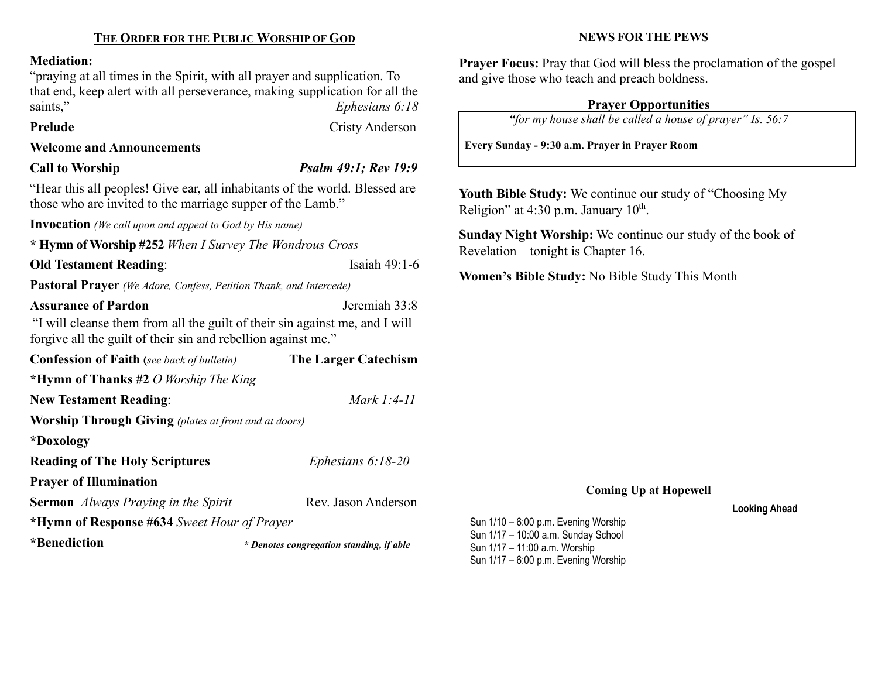## THE ORDER FOR THE PUBLIC WORSHIP OF GOD

**Mediation:**

"praying at all times in the Spirit, with all prayer and supplication. To that end, keep alert with all perseverance, making supplication for all the saints," *Ephesians 6:18*

**Prelude** Cristy Anderson

**Welcome and Announcements**

**Call to Worship** ***Psalm 49:1; Rev 19:9***

"Hear this all peoples! Give ear, all inhabitants of the world. Blessed are those who are invited to the marriage supper of the Lamb."

**Invocation** *(We call upon and appeal to God by His name)*

**\* Hymn of Worship #252** *When I Survey The Wondrous Cross*

**Old Testament Reading**: Isaiah 49:1-6

**Pastoral Prayer** *(We Adore, Confess, Petition Thank, and Intercede)*

**Assurance of Pardon** Jeremiah 33:8

"I will cleanse them from all the guilt of their sin against me, and I will forgive all the guilt of their sin and rebellion against me."

**Confession of Faith (***see back of bulletin)* **The Larger Catechism**

**\*Hymn of Thanks #2** *O Worship The King*

**New Testament Reading**: *Mark 1:4-11*

**Worship Through Giving** *(plates at front and at doors)*

**\*Doxology**

**Reading of The Holy Scriptures** *Ephesians 6:18-20*

**Prayer of Illumination**

**Sermon** *Always Praying in the Spirit* Rev. Jason Anderson

**\*Hymn of Response #634** *Sweet Hour of Prayer*

**\*Benediction** ***\* Denotes congregation standing, if able***

## NEWS FOR THE PEWS

**Prayer Focus:** Pray that God will bless the proclamation of the gospel and give those who teach and preach boldness.

### Prayer Opportunities

*"for my house shall be called a house of prayer" Is. 56:7*

**Every Sunday - 9:30 a.m. Prayer in Prayer Room**

**Youth Bible Study:** We continue our study of "Choosing My Religion" at 4:30 p.m. January 10th.

**Sunday Night Worship:** We continue our study of the book of Revelation – tonight is Chapter 16.

**Women's Bible Study:** No Bible Study This Month

### Coming Up at Hopewell

**Looking Ahead**

Sun 1/10 – 6:00 p.m. Evening Worship
Sun 1/17 – 10:00 a.m. Sunday School
Sun 1/17 – 11:00 a.m. Worship
Sun 1/17 – 6:00 p.m. Evening Worship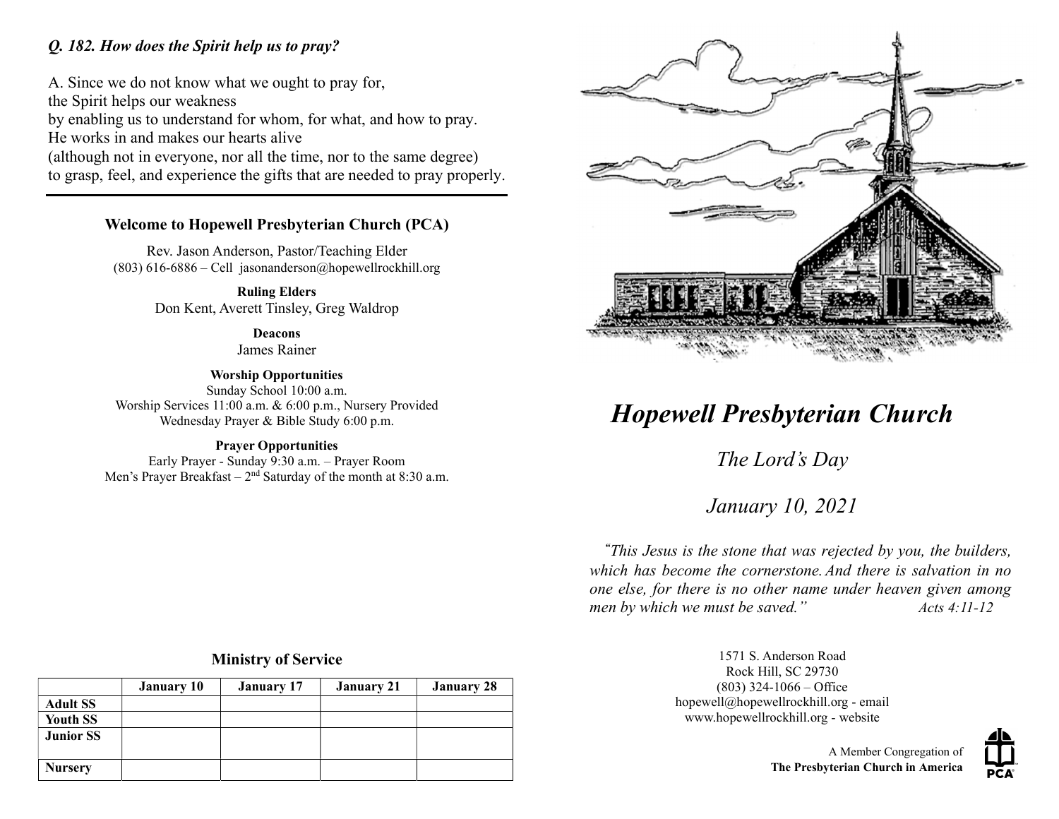***Q. 182. How does the Spirit help us to pray?***

A. Since we do not know what we ought to pray for,
the Spirit helps our weakness
by enabling us to understand for whom, for what, and how to pray.
He works in and makes our hearts alive
(although not in everyone, nor all the time, nor to the same degree)
to grasp, feel, and experience the gifts that are needed to pray properly.

---

**Welcome to Hopewell Presbyterian Church (PCA)**

Rev. Jason Anderson, Pastor/Teaching Elder
(803) 616-6886 – Cell jasonanderson@hopewellrockhill.org

**Ruling Elders**
Don Kent, Averett Tinsley, Greg Waldrop

**Deacons**
James Rainer

**Worship Opportunities**
Sunday School 10:00 a.m.
Worship Services 11:00 a.m. & 6:00 p.m., Nursery Provided
Wednesday Prayer & Bible Study 6:00 p.m.

**Prayer Opportunities**
Early Prayer - Sunday 9:30 a.m. – Prayer Room
Men's Prayer Breakfast – 2nd Saturday of the month at 8:30 a.m.

**Ministry of Service**

| | January 10 | January 17 | January 21 | January 28 |
|---|---|---|---|---|
| **Adult SS** | | | | |
| **Youth SS** | | | | |
| **Junior SS** | | | | |
| **Nursery** | | | | |

# *Hopewell Presbyterian Church*

*The Lord's Day*

*January 10, 2021*

*"This Jesus is the stone that was rejected by you, the builders, which has become the cornerstone. And there is salvation in no one else, for there is no other name under heaven given among men by which we must be saved."* *Acts 4:11-12*

1571 S. Anderson Road
Rock Hill, SC 29730
(803) 324-1066 – Office
hopewell@hopewellrockhill.org - email
www.hopewellrockhill.org - website

A Member Congregation of
**The Presbyterian Church in America**